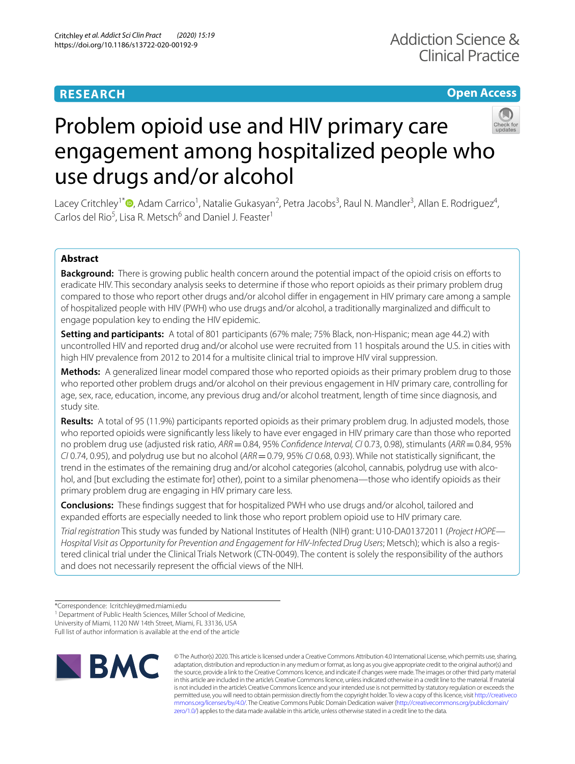RESEARCH

Open Access

# Problem opioid use and HIV primary care engagement among hospitalized people who use drugs and/or alcohol

Lacey Critchley[1*], Adam Carrico[1], Natalie Gukasyan[2], Petra Jacobs[3], Raul N. Mandler[3], Allan E. Rodriguez[4], Carlos del Rio[5], Lisa R. Metsch[6] and Daniel J. Feaster[1]

## Abstract

**Background:** There is growing public health concern around the potential impact of the opioid crisis on efforts to eradicate HIV. This secondary analysis seeks to determine if those who report opioids as their primary problem drug compared to those who report other drugs and/or alcohol differ in engagement in HIV primary care among a sample of hospitalized people with HIV (PWH) who use drugs and/or alcohol, a traditionally marginalized and difficult to engage population key to ending the HIV epidemic.

**Setting and participants:** A total of 801 participants (67% male; 75% Black, non-Hispanic; mean age 44.2) with uncontrolled HIV and reported drug and/or alcohol use were recruited from 11 hospitals around the U.S. in cities with high HIV prevalence from 2012 to 2014 for a multisite clinical trial to improve HIV viral suppression.

**Methods:** A generalized linear model compared those who reported opioids as their primary problem drug to those who reported other problem drugs and/or alcohol on their previous engagement in HIV primary care, controlling for age, sex, race, education, income, any previous drug and/or alcohol treatment, length of time since diagnosis, and study site.

**Results:** A total of 95 (11.9%) participants reported opioids as their primary problem drug. In adjusted models, those who reported opioids were significantly less likely to have ever engaged in HIV primary care than those who reported no problem drug use (adjusted risk ratio, *ARR* = 0.84, 95% *Confidence Interval, CI* 0.73, 0.98), stimulants (*ARR* = 0.84, 95% *CI* 0.74, 0.95), and polydrug use but no alcohol (*ARR* = 0.79, 95% *CI* 0.68, 0.93). While not statistically significant, the trend in the estimates of the remaining drug and/or alcohol categories (alcohol, cannabis, polydrug use with alcohol, and [but excluding the estimate for] other), point to a similar phenomena—those who identify opioids as their primary problem drug are engaging in HIV primary care less.

**Conclusions:** These findings suggest that for hospitalized PWH who use drugs and/or alcohol, tailored and expanded efforts are especially needed to link those who report problem opioid use to HIV primary care.

*Trial registration* This study was funded by National Institutes of Health (NIH) grant: U10-DA01372011 (*Project HOPE—Hospital Visit as Opportunity for Prevention and Engagement for HIV-Infected Drug Users*; Metsch); which is also a registered clinical trial under the Clinical Trials Network (CTN-0049). The content is solely the responsibility of the authors and does not necessarily represent the official views of the NIH.

*Correspondence: lcritchley@med.miami.edu
[1] Department of Public Health Sciences, Miller School of Medicine, University of Miami, 1120 NW 14th Street, Miami, FL 33136, USA
Full list of author information is available at the end of the article

© The Author(s) 2020. This article is licensed under a Creative Commons Attribution 4.0 International License, which permits use, sharing, adaptation, distribution and reproduction in any medium or format, as long as you give appropriate credit to the original author(s) and the source, provide a link to the Creative Commons licence, and indicate if changes were made. The images or other third party material in this article are included in the article's Creative Commons licence, unless indicated otherwise in a credit line to the material. If material is not included in the article's Creative Commons licence and your intended use is not permitted by statutory regulation or exceeds the permitted use, you will need to obtain permission directly from the copyright holder. To view a copy of this licence, visit http://creativecommons.org/licenses/by/4.0/. The Creative Commons Public Domain Dedication waiver (http://creativecommons.org/publicdomain/zero/1.0/) applies to the data made available in this article, unless otherwise stated in a credit line to the data.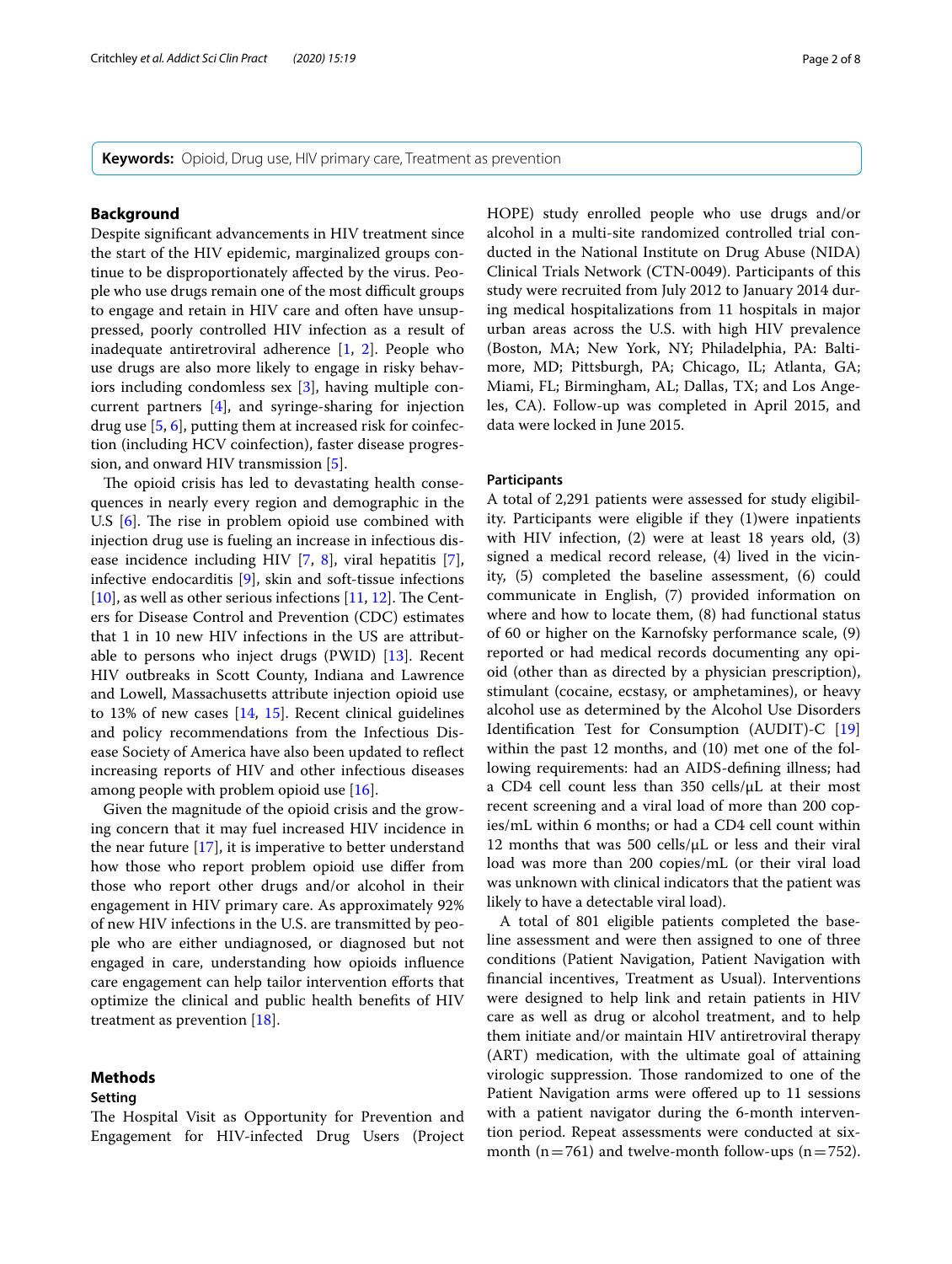**Keywords:** Opioid, Drug use, HIV primary care, Treatment as prevention

## Background

Despite significant advancements in HIV treatment since the start of the HIV epidemic, marginalized groups continue to be disproportionately affected by the virus. People who use drugs remain one of the most difficult groups to engage and retain in HIV care and often have unsuppressed, poorly controlled HIV infection as a result of inadequate antiretroviral adherence [1, 2]. People who use drugs are also more likely to engage in risky behaviors including condomless sex [3], having multiple concurrent partners [4], and syringe-sharing for injection drug use [5, 6], putting them at increased risk for coinfection (including HCV coinfection), faster disease progression, and onward HIV transmission [5].

The opioid crisis has led to devastating health consequences in nearly every region and demographic in the U.S [6]. The rise in problem opioid use combined with injection drug use is fueling an increase in infectious disease incidence including HIV [7, 8], viral hepatitis [7], infective endocarditis [9], skin and soft-tissue infections [10], as well as other serious infections [11, 12]. The Centers for Disease Control and Prevention (CDC) estimates that 1 in 10 new HIV infections in the US are attributable to persons who inject drugs (PWID) [13]. Recent HIV outbreaks in Scott County, Indiana and Lawrence and Lowell, Massachusetts attribute injection opioid use to 13% of new cases [14, 15]. Recent clinical guidelines and policy recommendations from the Infectious Disease Society of America have also been updated to reflect increasing reports of HIV and other infectious diseases among people with problem opioid use [16].

Given the magnitude of the opioid crisis and the growing concern that it may fuel increased HIV incidence in the near future [17], it is imperative to better understand how those who report problem opioid use differ from those who report other drugs and/or alcohol in their engagement in HIV primary care. As approximately 92% of new HIV infections in the U.S. are transmitted by people who are either undiagnosed, or diagnosed but not engaged in care, understanding how opioids influence care engagement can help tailor intervention efforts that optimize the clinical and public health benefits of HIV treatment as prevention [18].

## Methods

### Setting

The Hospital Visit as Opportunity for Prevention and Engagement for HIV-infected Drug Users (Project HOPE) study enrolled people who use drugs and/or alcohol in a multi-site randomized controlled trial conducted in the National Institute on Drug Abuse (NIDA) Clinical Trials Network (CTN-0049). Participants of this study were recruited from July 2012 to January 2014 during medical hospitalizations from 11 hospitals in major urban areas across the U.S. with high HIV prevalence (Boston, MA; New York, NY; Philadelphia, PA: Baltimore, MD; Pittsburgh, PA; Chicago, IL; Atlanta, GA; Miami, FL; Birmingham, AL; Dallas, TX; and Los Angeles, CA). Follow-up was completed in April 2015, and data were locked in June 2015.

### Participants

A total of 2,291 patients were assessed for study eligibility. Participants were eligible if they (1)were inpatients with HIV infection, (2) were at least 18 years old, (3) signed a medical record release, (4) lived in the vicinity, (5) completed the baseline assessment, (6) could communicate in English, (7) provided information on where and how to locate them, (8) had functional status of 60 or higher on the Karnofsky performance scale, (9) reported or had medical records documenting any opioid (other than as directed by a physician prescription), stimulant (cocaine, ecstasy, or amphetamines), or heavy alcohol use as determined by the Alcohol Use Disorders Identification Test for Consumption (AUDIT)-C [19] within the past 12 months, and (10) met one of the following requirements: had an AIDS-defining illness; had a CD4 cell count less than 350 cells/μL at their most recent screening and a viral load of more than 200 copies/mL within 6 months; or had a CD4 cell count within 12 months that was 500 cells/μL or less and their viral load was more than 200 copies/mL (or their viral load was unknown with clinical indicators that the patient was likely to have a detectable viral load).

A total of 801 eligible patients completed the baseline assessment and were then assigned to one of three conditions (Patient Navigation, Patient Navigation with financial incentives, Treatment as Usual). Interventions were designed to help link and retain patients in HIV care as well as drug or alcohol treatment, and to help them initiate and/or maintain HIV antiretroviral therapy (ART) medication, with the ultimate goal of attaining virologic suppression. Those randomized to one of the Patient Navigation arms were offered up to 11 sessions with a patient navigator during the 6-month intervention period. Repeat assessments were conducted at six-month (n = 761) and twelve-month follow-ups (n = 752).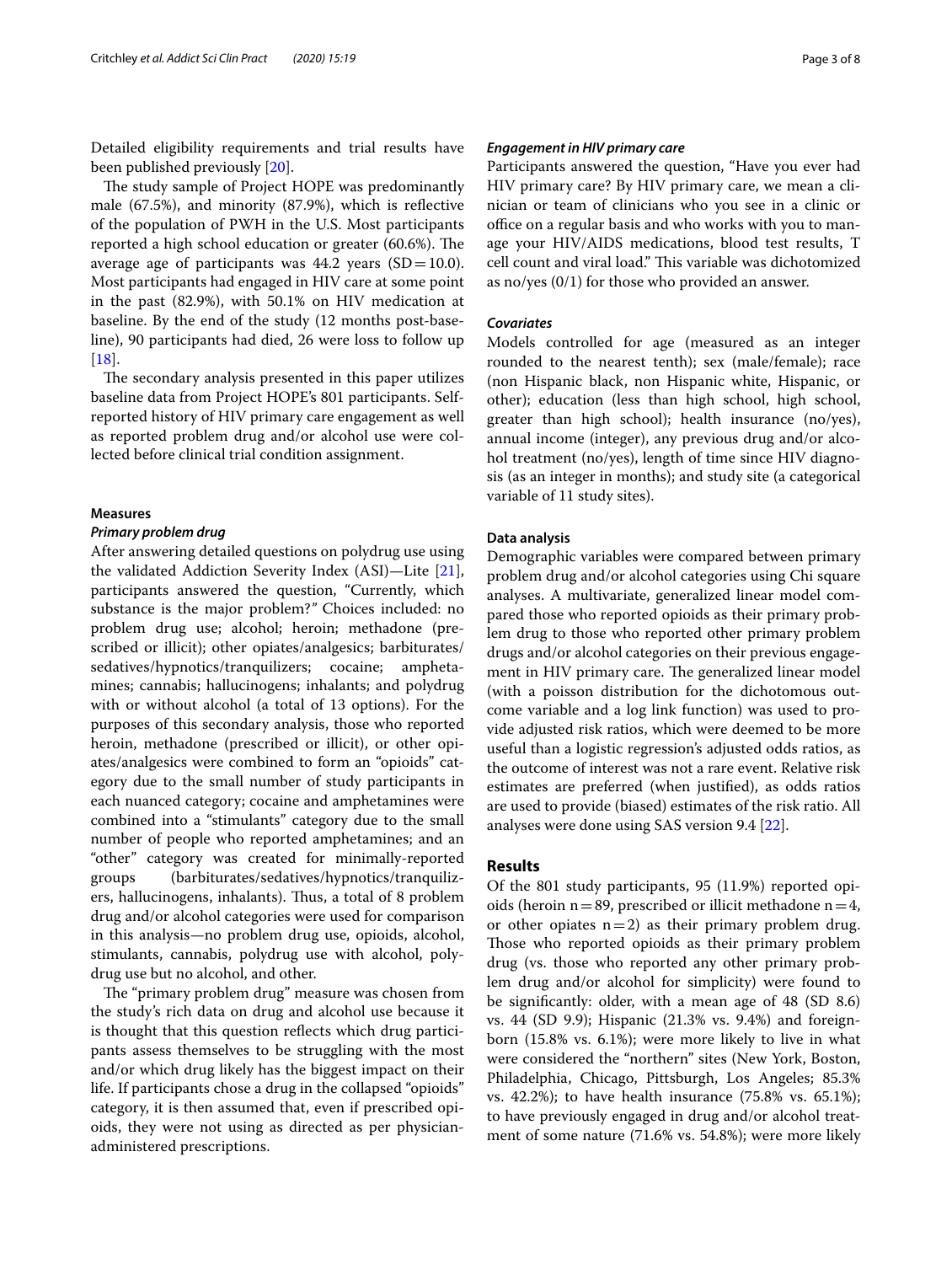Detailed eligibility requirements and trial results have been published previously [20].

The study sample of Project HOPE was predominantly male (67.5%), and minority (87.9%), which is reflective of the population of PWH in the U.S. Most participants reported a high school education or greater (60.6%). The average age of participants was 44.2 years (SD = 10.0). Most participants had engaged in HIV care at some point in the past (82.9%), with 50.1% on HIV medication at baseline. By the end of the study (12 months post-baseline), 90 participants had died, 26 were loss to follow up [18].

The secondary analysis presented in this paper utilizes baseline data from Project HOPE's 801 participants. Self-reported history of HIV primary care engagement as well as reported problem drug and/or alcohol use were collected before clinical trial condition assignment.

### Measures

#### *Primary problem drug*

After answering detailed questions on polydrug use using the validated Addiction Severity Index (ASI)—Lite [21], participants answered the question, "Currently, which substance is the major problem?" Choices included: no problem drug use; alcohol; heroin; methadone (prescribed or illicit); other opiates/analgesics; barbiturates/sedatives/hypnotics/tranquilizers; cocaine; amphetamines; cannabis; hallucinogens; inhalants; and polydrug with or without alcohol (a total of 13 options). For the purposes of this secondary analysis, those who reported heroin, methadone (prescribed or illicit), or other opiates/analgesics were combined to form an "opioids" category due to the small number of study participants in each nuanced category; cocaine and amphetamines were combined into a "stimulants" category due to the small number of people who reported amphetamines; and an "other" category was created for minimally-reported groups (barbiturates/sedatives/hypnotics/tranquilizers, hallucinogens, inhalants). Thus, a total of 8 problem drug and/or alcohol categories were used for comparison in this analysis—no problem drug use, opioids, alcohol, stimulants, cannabis, polydrug use with alcohol, polydrug use but no alcohol, and other.

The "primary problem drug" measure was chosen from the study's rich data on drug and alcohol use because it is thought that this question reflects which drug participants assess themselves to be struggling with the most and/or which drug likely has the biggest impact on their life. If participants chose a drug in the collapsed "opioids" category, it is then assumed that, even if prescribed opioids, they were not using as directed as per physician-administered prescriptions.

#### *Engagement in HIV primary care*

Participants answered the question, "Have you ever had HIV primary care? By HIV primary care, we mean a clinician or team of clinicians who you see in a clinic or office on a regular basis and who works with you to manage your HIV/AIDS medications, blood test results, T cell count and viral load." This variable was dichotomized as no/yes (0/1) for those who provided an answer.

#### *Covariates*

Models controlled for age (measured as an integer rounded to the nearest tenth); sex (male/female); race (non Hispanic black, non Hispanic white, Hispanic, or other); education (less than high school, high school, greater than high school); health insurance (no/yes), annual income (integer), any previous drug and/or alcohol treatment (no/yes), length of time since HIV diagnosis (as an integer in months); and study site (a categorical variable of 11 study sites).

### Data analysis

Demographic variables were compared between primary problem drug and/or alcohol categories using Chi square analyses. A multivariate, generalized linear model compared those who reported opioids as their primary problem drug to those who reported other primary problem drugs and/or alcohol categories on their previous engagement in HIV primary care. The generalized linear model (with a poisson distribution for the dichotomous outcome variable and a log link function) was used to provide adjusted risk ratios, which were deemed to be more useful than a logistic regression's adjusted odds ratios, as the outcome of interest was not a rare event. Relative risk estimates are preferred (when justified), as odds ratios are used to provide (biased) estimates of the risk ratio. All analyses were done using SAS version 9.4 [22].

## Results

Of the 801 study participants, 95 (11.9%) reported opioids (heroin n = 89, prescribed or illicit methadone n = 4, or other opiates n = 2) as their primary problem drug. Those who reported opioids as their primary problem drug (vs. those who reported any other primary problem drug and/or alcohol for simplicity) were found to be significantly: older, with a mean age of 48 (SD 8.6) vs. 44 (SD 9.9); Hispanic (21.3% vs. 9.4%) and foreign-born (15.8% vs. 6.1%); were more likely to live in what were considered the "northern" sites (New York, Boston, Philadelphia, Chicago, Pittsburgh, Los Angeles; 85.3% vs. 42.2%); to have health insurance (75.8% vs. 65.1%); to have previously engaged in drug and/or alcohol treatment of some nature (71.6% vs. 54.8%); were more likely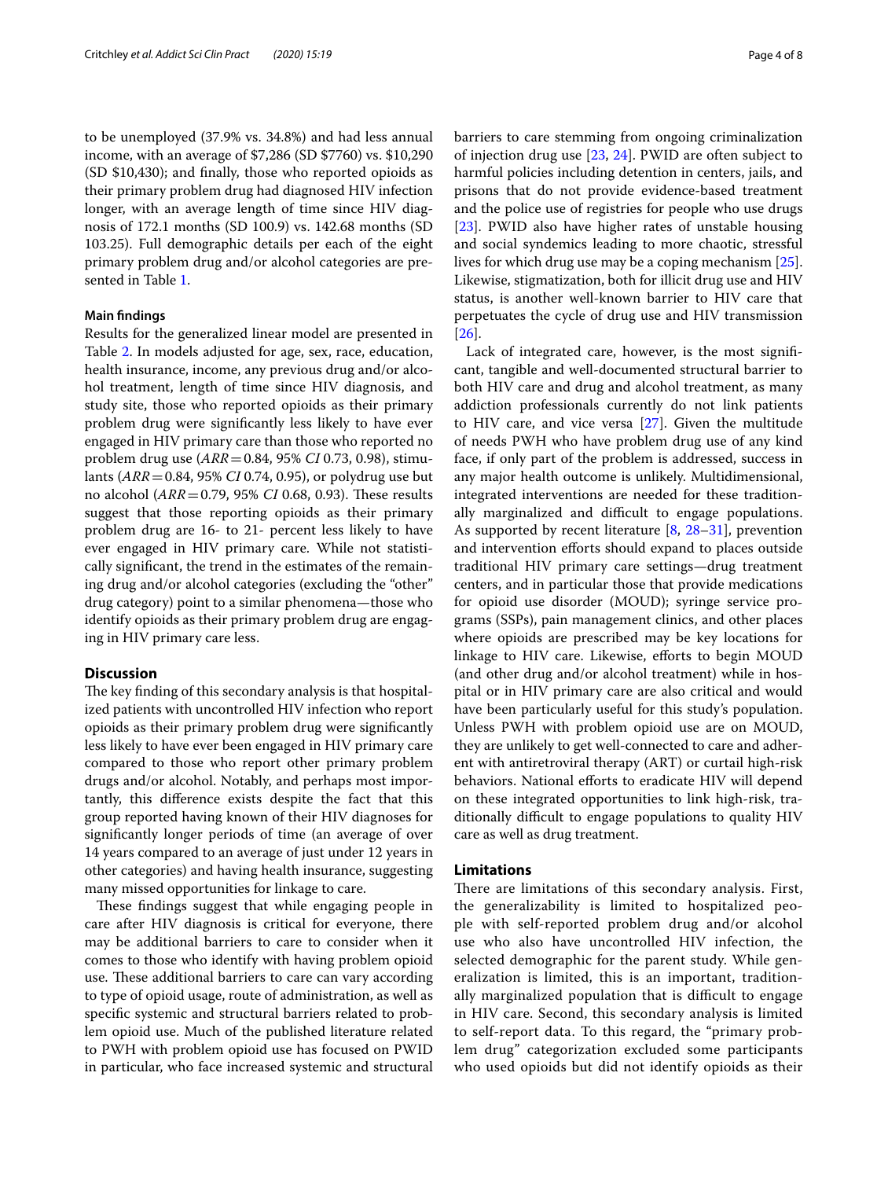to be unemployed (37.9% vs. 34.8%) and had less annual income, with an average of $7,286 (SD $7760) vs. $10,290 (SD $10,430); and finally, those who reported opioids as their primary problem drug had diagnosed HIV infection longer, with an average length of time since HIV diagnosis of 172.1 months (SD 100.9) vs. 142.68 months (SD 103.25). Full demographic details per each of the eight primary problem drug and/or alcohol categories are presented in Table 1.

#### Main findings

Results for the generalized linear model are presented in Table 2. In models adjusted for age, sex, race, education, health insurance, income, any previous drug and/or alcohol treatment, length of time since HIV diagnosis, and study site, those who reported opioids as their primary problem drug were significantly less likely to have ever engaged in HIV primary care than those who reported no problem drug use (*ARR* = 0.84, 95% *CI* 0.73, 0.98), stimulants (*ARR* = 0.84, 95% *CI* 0.74, 0.95), or polydrug use but no alcohol (*ARR* = 0.79, 95% *CI* 0.68, 0.93). These results suggest that those reporting opioids as their primary problem drug are 16- to 21- percent less likely to have ever engaged in HIV primary care. While not statistically significant, the trend in the estimates of the remaining drug and/or alcohol categories (excluding the "other" drug category) point to a similar phenomena—those who identify opioids as their primary problem drug are engaging in HIV primary care less.

## Discussion

The key finding of this secondary analysis is that hospitalized patients with uncontrolled HIV infection who report opioids as their primary problem drug were significantly less likely to have ever been engaged in HIV primary care compared to those who report other primary problem drugs and/or alcohol. Notably, and perhaps most importantly, this difference exists despite the fact that this group reported having known of their HIV diagnoses for significantly longer periods of time (an average of over 14 years compared to an average of just under 12 years in other categories) and having health insurance, suggesting many missed opportunities for linkage to care.

These findings suggest that while engaging people in care after HIV diagnosis is critical for everyone, there may be additional barriers to care to consider when it comes to those who identify with having problem opioid use. These additional barriers to care can vary according to type of opioid usage, route of administration, as well as specific systemic and structural barriers related to problem opioid use. Much of the published literature related to PWH with problem opioid use has focused on PWID in particular, who face increased systemic and structural barriers to care stemming from ongoing criminalization of injection drug use [23, 24]. PWID are often subject to harmful policies including detention in centers, jails, and prisons that do not provide evidence-based treatment and the police use of registries for people who use drugs [23]. PWID also have higher rates of unstable housing and social syndemics leading to more chaotic, stressful lives for which drug use may be a coping mechanism [25]. Likewise, stigmatization, both for illicit drug use and HIV status, is another well-known barrier to HIV care that perpetuates the cycle of drug use and HIV transmission [26].

Lack of integrated care, however, is the most significant, tangible and well-documented structural barrier to both HIV care and drug and alcohol treatment, as many addiction professionals currently do not link patients to HIV care, and vice versa [27]. Given the multitude of needs PWH who have problem drug use of any kind face, if only part of the problem is addressed, success in any major health outcome is unlikely. Multidimensional, integrated interventions are needed for these traditionally marginalized and difficult to engage populations. As supported by recent literature [8, 28–31], prevention and intervention efforts should expand to places outside traditional HIV primary care settings—drug treatment centers, and in particular those that provide medications for opioid use disorder (MOUD); syringe service programs (SSPs), pain management clinics, and other places where opioids are prescribed may be key locations for linkage to HIV care. Likewise, efforts to begin MOUD (and other drug and/or alcohol treatment) while in hospital or in HIV primary care are also critical and would have been particularly useful for this study's population. Unless PWH with problem opioid use are on MOUD, they are unlikely to get well-connected to care and adherent with antiretroviral therapy (ART) or curtail high-risk behaviors. National efforts to eradicate HIV will depend on these integrated opportunities to link high-risk, traditionally difficult to engage populations to quality HIV care as well as drug treatment.

## Limitations

There are limitations of this secondary analysis. First, the generalizability is limited to hospitalized people with self-reported problem drug and/or alcohol use who also have uncontrolled HIV infection, the selected demographic for the parent study. While generalization is limited, this is an important, traditionally marginalized population that is difficult to engage in HIV care. Second, this secondary analysis is limited to self-report data. To this regard, the "primary problem drug" categorization excluded some participants who used opioids but did not identify opioids as their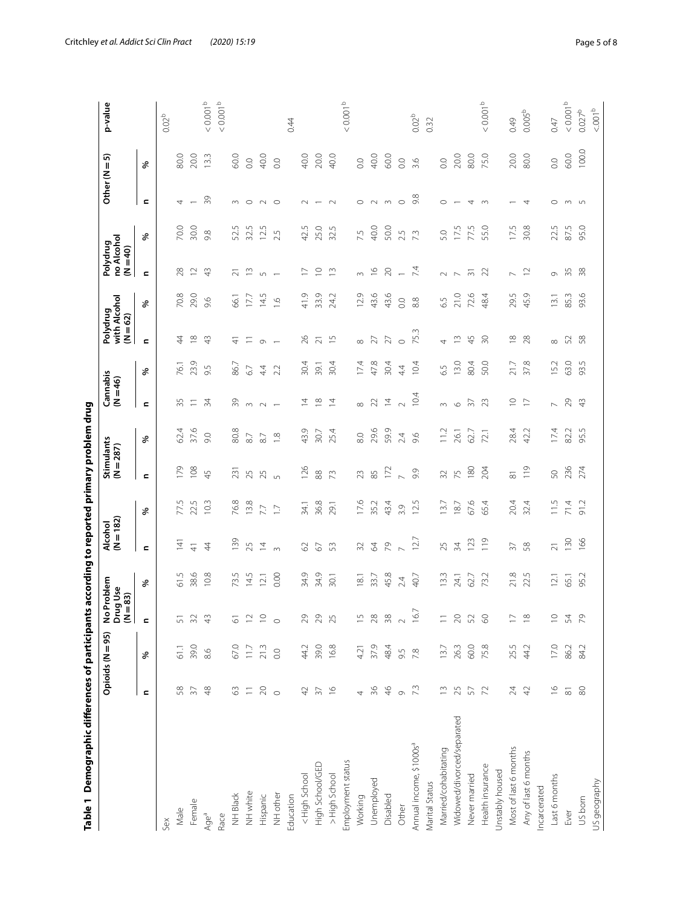**Table 1 Demographic differences of participants according to reported primary problem drug**

| | Opioids (N = 95) | | No Problem Drug Use (N = 83) | | Alcohol (N = 182) | | Stimulants (N = 287) | | Cannabis (N = 46) | | Polydrug with Alcohol (N = 62) | | Polydrug no Alcohol (N = 40) | | Other (N = 5) | | p-value |
|---|---|---|---|---|---|---|---|---|---|---|---|---|---|---|---|---|---|
| | n | % | n | % | n | % | n | % | n | % | n | % | n | % | n | % | |
| Sex | | | | | | | | | | | | | | | | | 0.02[b] |
| Male | 58 | 61.1 | 51 | 61.5 | 141 | 77.5 | 179 | 62.4 | 35 | 76.1 | 44 | 70.8 | 28 | 70.0 | 4 | 80.0 | |
| Female | 37 | 39.0 | 32 | 38.6 | 41 | 22.5 | 108 | 37.6 | 11 | 23.9 | 18 | 29.0 | 12 | 30.0 | 1 | 20.0 | |
| Age[a] | 48 | 8.6 | 43 | 10.8 | 44 | 10.3 | 45 | 9.0 | 34 | 9.5 | 43 | 9.6 | 43 | 9.8 | 39 | 13.3 | < 0.001[b] |
| Race | | | | | | | | | | | | | | | | | < 0.001[b] |
| NH Black | 63 | 67.0 | 61 | 73.5 | 139 | 76.8 | 231 | 80.8 | 39 | 86.7 | 41 | 66.1 | 21 | 52.5 | 3 | 60.0 | |
| NH white | 11 | 11.7 | 12 | 14.5 | 25 | 13.8 | 25 | 8.7 | 3 | 6.7 | 11 | 17.7 | 13 | 32.5 | 0 | 0.0 | |
| Hispanic | 20 | 21.3 | 10 | 12.1 | 14 | 7.7 | 25 | 8.7 | 2 | 4.4 | 9 | 14.5 | 5 | 12.5 | 2 | 40.0 | |
| NH other | 0 | 0.0 | 0 | 0.00 | 3 | 1.7 | 5 | 1.8 | 1 | 2.2 | 1 | 1.6 | 1 | 2.5 | 0 | 0.0 | |
| Education | | | | | | | | | | | | | | | | | 0.44 |
| < High School | 42 | 44.2 | 29 | 34.9 | 62 | 34.1 | 126 | 43.9 | 14 | 30.4 | 26 | 41.9 | 17 | 42.5 | 2 | 40.0 | |
| High School/GED | 37 | 39.0 | 29 | 34.9 | 67 | 36.8 | 88 | 30.7 | 18 | 39.1 | 21 | 33.9 | 10 | 25.0 | 1 | 20.0 | |
| > High School | 16 | 16.8 | 25 | 30.1 | 53 | 29.1 | 73 | 25.4 | 14 | 30.4 | 15 | 24.2 | 13 | 32.5 | 2 | 40.0 | |
| Employment status | | | | | | | | | | | | | | | | | < 0.001[b] |
| Working | 4 | 4.21 | 15 | 18.1 | 32 | 17.6 | 23 | 8.0 | 8 | 17.4 | 8 | 12.9 | 3 | 7.5 | 0 | 0.0 | |
| Unemployed | 36 | 37.9 | 28 | 33.7 | 64 | 35.2 | 85 | 29.6 | 22 | 47.8 | 27 | 43.6 | 16 | 40.0 | 2 | 40.0 | |
| Disabled | 46 | 48.4 | 38 | 45.8 | 79 | 43.4 | 172 | 59.9 | 14 | 30.4 | 27 | 43.6 | 20 | 50.0 | 3 | 60.0 | |
| Other | 9 | 9.5 | 2 | 2.4 | 7 | 3.9 | 7 | 2.4 | 2 | 4.4 | 0 | 0.0 | 1 | 2.5 | 0 | 0.0 | |
| Annual income, $1000s[a] | 7.3 | 7.8 | 16.7 | 40.7 | 12.7 | 12.5 | 9.9 | 9.6 | 10.4 | 10.4 | 75.3 | 8.8 | 7.4 | 7.3 | 9.8 | 3.6 | 0.02[b] |
| Marital Status | | | | | | | | | | | | | | | | | 0.32 |
| Married/cohabitating | 13 | 13.7 | 11 | 13.3 | 25 | 13.7 | 32 | 11.2 | 3 | 6.5 | 4 | 6.5 | 2 | 5.0 | 0 | 0.0 | |
| Widowed/divorced/separated | 25 | 26.3 | 20 | 24.1 | 34 | 18.7 | 75 | 26.1 | 6 | 13.0 | 13 | 21.0 | 7 | 17.5 | 1 | 20.0 | |
| Never married | 57 | 60.0 | 52 | 62.7 | 123 | 67.6 | 180 | 62.7 | 37 | 80.4 | 45 | 72.6 | 31 | 77.5 | 4 | 80.0 | |
| Health insurance | 72 | 75.8 | 60 | 73.2 | 119 | 65.4 | 204 | 72.1 | 23 | 50.0 | 30 | 48.4 | 22 | 55.0 | 3 | 75.0 | < 0.001[b] |
| Unstably housed | | | | | | | | | | | | | | | | | |
| Most of last 6 months | 24 | 25.5 | 17 | 21.8 | 37 | 20.4 | 81 | 28.4 | 10 | 21.7 | 18 | 29.5 | 7 | 17.5 | 1 | 20.0 | 0.49 |
| Any of last 6 months | 42 | 44.2 | 18 | 22.5 | 58 | 32.4 | 119 | 42.2 | 17 | 37.8 | 28 | 45.9 | 12 | 30.8 | 4 | 80.0 | 0.005[b] |
| Incarcerated | | | | | | | | | | | | | | | | | |
| Last 6 months | 16 | 17.0 | 10 | 12.1 | 21 | 11.5 | 50 | 17.4 | 7 | 15.2 | 8 | 13.1 | 9 | 22.5 | 0 | 0.0 | 0.47 |
| Ever | 81 | 86.2 | 54 | 65.1 | 130 | 71.4 | 236 | 82.2 | 29 | 63.0 | 52 | 85.3 | 35 | 87.5 | 3 | 60.0 | < 0.001[b] |
| US born | 80 | 84.2 | 79 | 95.2 | 166 | 91.2 | 274 | 95.5 | 43 | 93.5 | 58 | 93.6 | 38 | 95.0 | 5 | 100.0 | 0.027[b] |
| US geography | | | | | | | | | | | | | | | | | <.001[b] |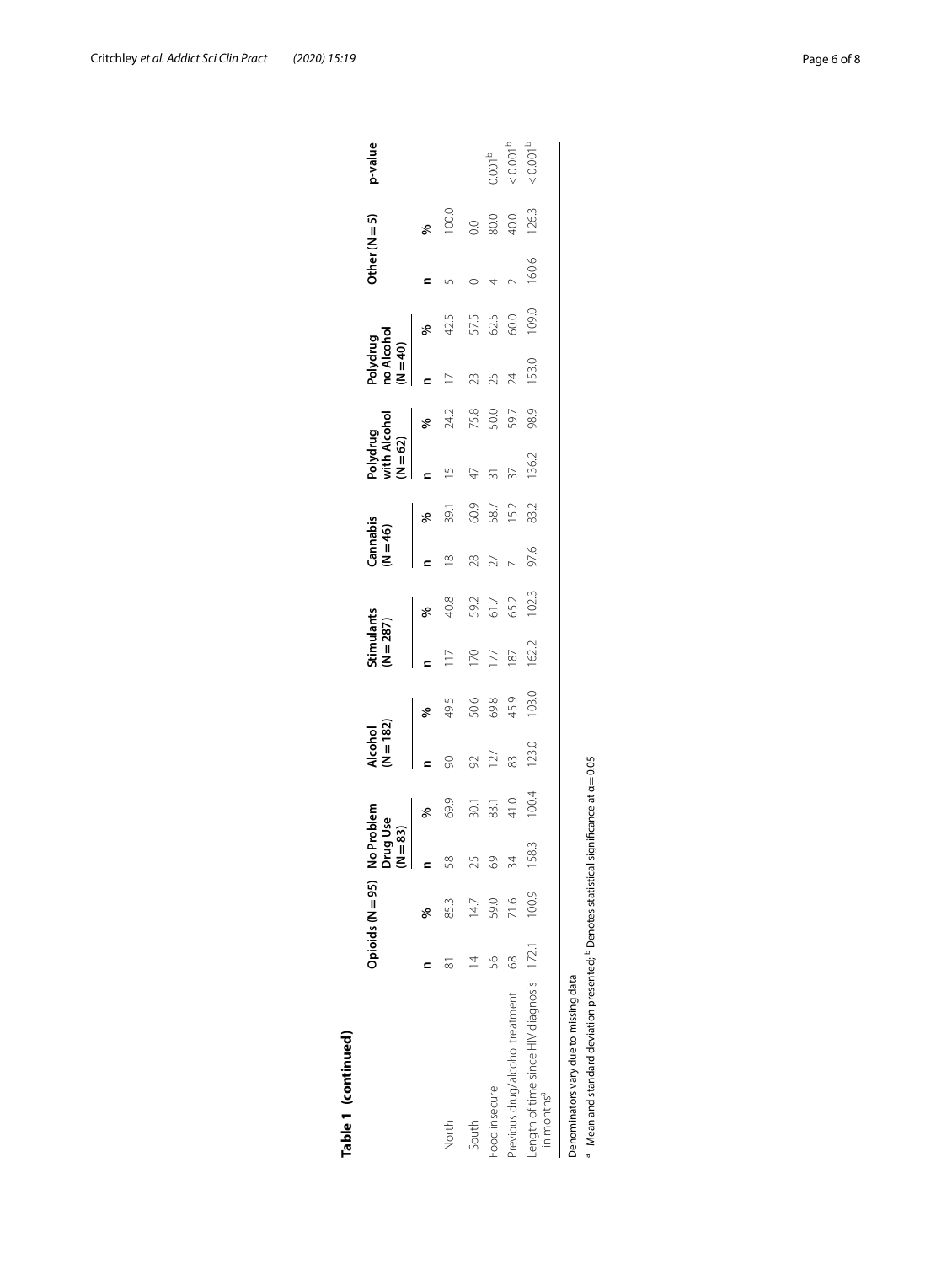**Table 1 (continued)**

| | Opioids (N = 95) | | No Problem Drug Use (N = 83) | | Alcohol (N = 182) | | Stimulants (N = 287) | | Cannabis (N = 46) | | Polydrug with Alcohol (N = 62) | | Polydrug no Alcohol (N = 40) | | Other (N = 5) | | p-value |
|---|---|---|---|---|---|---|---|---|---|---|---|---|---|---|---|---|---|
| | n | % | n | % | n | % | n | % | n | % | n | % | n | % | n | % | |
| North | 81 | 85.3 | 58 | 69.9 | 90 | 49.5 | 117 | 40.8 | 18 | 39.1 | 15 | 24.2 | 17 | 42.5 | 5 | 100.0 | |
| South | 14 | 14.7 | 25 | 30.1 | 92 | 50.6 | 170 | 59.2 | 28 | 60.9 | 47 | 75.8 | 23 | 57.5 | 0 | 0.0 | |
| Food insecure | 56 | 59.0 | 69 | 83.1 | 127 | 69.8 | 177 | 61.7 | 27 | 58.7 | 31 | 50.0 | 25 | 62.5 | 4 | 80.0 | 0.001[b] |
| Previous drug/alcohol treatment | 68 | 71.6 | 34 | 41.0 | 83 | 45.9 | 187 | 65.2 | 7 | 15.2 | 37 | 59.7 | 24 | 60.0 | 2 | 40.0 | < 0.001[b] |
| Length of time since HIV diagnosis in months[a] | 172.1 | 100.9 | 158.3 | 100.4 | 123.0 | 103.0 | 162.2 | 102.3 | 97.6 | 83.2 | 136.2 | 98.9 | 153.0 | 109.0 | 160.6 | 126.3 | < 0.001[b] |

Denominators vary due to missing data

[a] Mean and standard deviation presented; [b] Denotes statistical significance at α = 0.05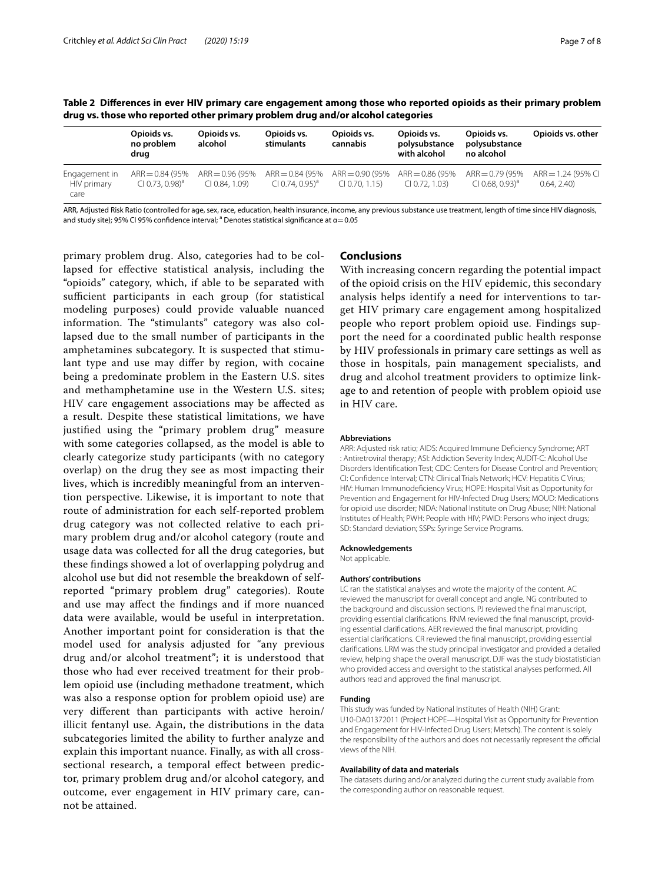**Table 2 Differences in ever HIV primary care engagement among those who reported opioids as their primary problem drug vs. those who reported other primary problem drug and/or alcohol categories**

| | Opioids vs. no problem drug | Opioids vs. alcohol | Opioids vs. stimulants | Opioids vs. cannabis | Opioids vs. polysubstance with alcohol | Opioids vs. polysubstance no alcohol | Opioids vs. other |
|---|---|---|---|---|---|---|---|
| Engagement in HIV primary care | ARR = 0.84 (95% CI 0.73, 0.98)[a] | ARR = 0.96 (95% CI 0.84, 1.09) | ARR = 0.84 (95% CI 0.74, 0.95)[a] | ARR = 0.90 (95% CI 0.70, 1.15) | ARR = 0.86 (95% CI 0.72, 1.03) | ARR = 0.79 (95% CI 0.68, 0.93)[a] | ARR = 1.24 (95% CI 0.64, 2.40) |

ARR, Adjusted Risk Ratio (controlled for age, sex, race, education, health insurance, income, any previous substance use treatment, length of time since HIV diagnosis, and study site); 95% CI 95% confidence interval; [a] Denotes statistical significance at α = 0.05

primary problem drug. Also, categories had to be collapsed for effective statistical analysis, including the "opioids" category, which, if able to be separated with sufficient participants in each group (for statistical modeling purposes) could provide valuable nuanced information. The "stimulants" category was also collapsed due to the small number of participants in the amphetamines subcategory. It is suspected that stimulant type and use may differ by region, with cocaine being a predominate problem in the Eastern U.S. sites and methamphetamine use in the Western U.S. sites; HIV care engagement associations may be affected as a result. Despite these statistical limitations, we have justified using the "primary problem drug" measure with some categories collapsed, as the model is able to clearly categorize study participants (with no category overlap) on the drug they see as most impacting their lives, which is incredibly meaningful from an intervention perspective. Likewise, it is important to note that route of administration for each self-reported problem drug category was not collected relative to each primary problem drug and/or alcohol category (route and usage data was collected for all the drug categories, but these findings showed a lot of overlapping polydrug and alcohol use but did not resemble the breakdown of self-reported "primary problem drug" categories). Route and use may affect the findings and if more nuanced data were available, would be useful in interpretation. Another important point for consideration is that the model used for analysis adjusted for "any previous drug and/or alcohol treatment"; it is understood that those who had ever received treatment for their problem opioid use (including methadone treatment, which was also a response option for problem opioid use) are very different than participants with active heroin/illicit fentanyl use. Again, the distributions in the data subcategories limited the ability to further analyze and explain this important nuance. Finally, as with all cross-sectional research, a temporal effect between predictor, primary problem drug and/or alcohol category, and outcome, ever engagement in HIV primary care, cannot be attained.

## Conclusions

With increasing concern regarding the potential impact of the opioid crisis on the HIV epidemic, this secondary analysis helps identify a need for interventions to target HIV primary care engagement among hospitalized people who report problem opioid use. Findings support the need for a coordinated public health response by HIV professionals in primary care settings as well as those in hospitals, pain management specialists, and drug and alcohol treatment providers to optimize linkage to and retention of people with problem opioid use in HIV care.

#### Abbreviations

ARR: Adjusted risk ratio; AIDS: Acquired Immune Deficiency Syndrome; ART: Antiretroviral therapy; ASI: Addiction Severity Index; AUDIT-C: Alcohol Use Disorders Identification Test; CDC: Centers for Disease Control and Prevention; CI: Confidence Interval; CTN: Clinical Trials Network; HCV: Hepatitis C Virus; HIV: Human Immunodeficiency Virus; HOPE: Hospital Visit as Opportunity for Prevention and Engagement for HIV-Infected Drug Users; MOUD: Medications for opioid use disorder; NIDA: National Institute on Drug Abuse; NIH: National Institutes of Health; PWH: People with HIV; PWID: Persons who inject drugs; SD: Standard deviation; SSPs: Syringe Service Programs.

#### Acknowledgements

Not applicable.

#### Authors' contributions

LC ran the statistical analyses and wrote the majority of the content. AC reviewed the manuscript for overall concept and angle. NG contributed to the background and discussion sections. PJ reviewed the final manuscript, providing essential clarifications. RNM reviewed the final manuscript, providing essential clarifications. AER reviewed the final manuscript, providing essential clarifications. CR reviewed the final manuscript, providing essential clarifications. LRM was the study principal investigator and provided a detailed review, helping shape the overall manuscript. DJF was the study biostatistician who provided access and oversight to the statistical analyses performed. All authors read and approved the final manuscript.

#### Funding

This study was funded by National Institutes of Health (NIH) Grant: U10-DA01372011 (Project HOPE—Hospital Visit as Opportunity for Prevention and Engagement for HIV-Infected Drug Users; Metsch). The content is solely the responsibility of the authors and does not necessarily represent the official views of the NIH.

#### Availability of data and materials

The datasets during and/or analyzed during the current study available from the corresponding author on reasonable request.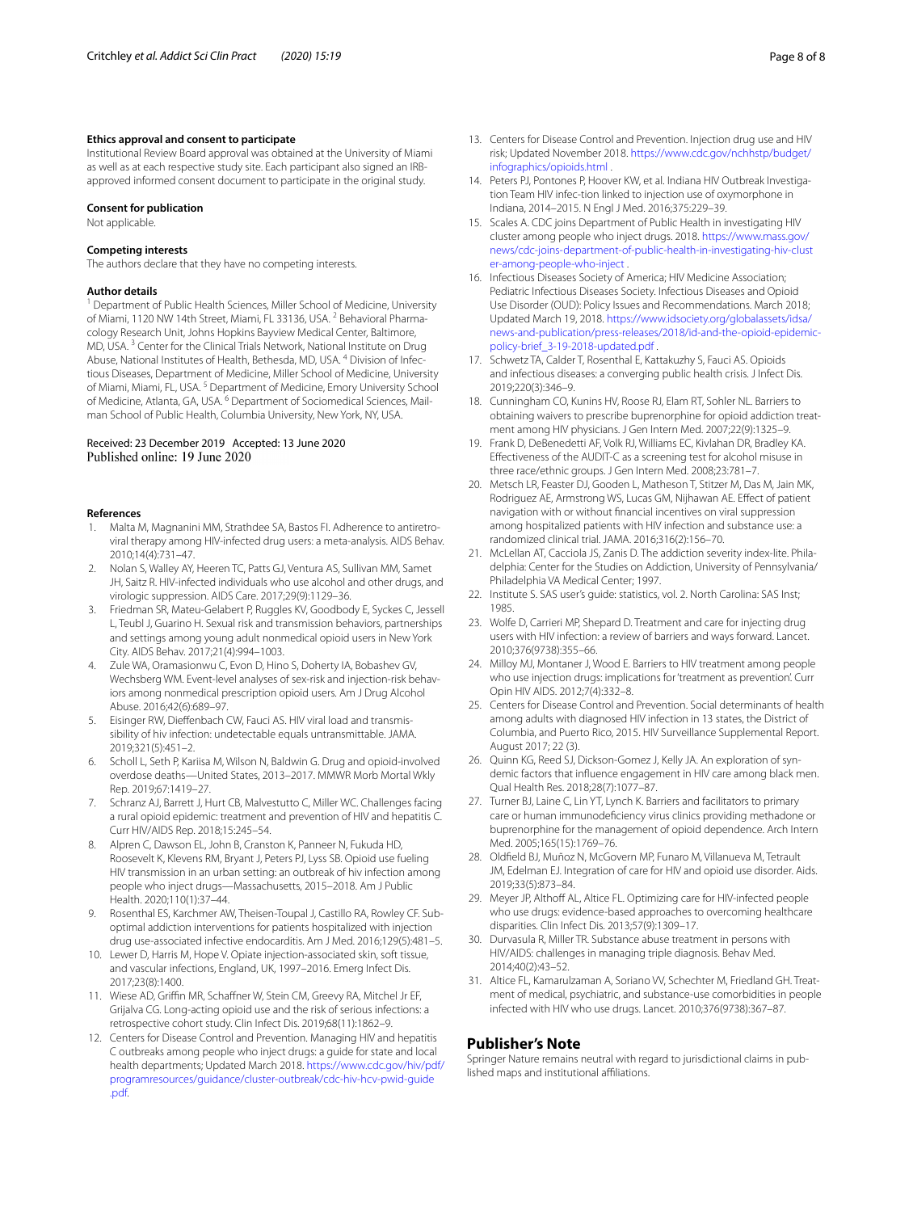### Ethics approval and consent to participate

Institutional Review Board approval was obtained at the University of Miami as well as at each respective study site. Each participant also signed an IRB-approved informed consent document to participate in the original study.

### Consent for publication

Not applicable.

### Competing interests

The authors declare that they have no competing interests.

### Author details

[1] Department of Public Health Sciences, Miller School of Medicine, University of Miami, 1120 NW 14th Street, Miami, FL 33136, USA. [2] Behavioral Pharmacology Research Unit, Johns Hopkins Bayview Medical Center, Baltimore, MD, USA. [3] Center for the Clinical Trials Network, National Institute on Drug Abuse, National Institutes of Health, Bethesda, MD, USA. [4] Division of Infectious Diseases, Department of Medicine, Miller School of Medicine, University of Miami, Miami, FL, USA. [5] Department of Medicine, Emory University School of Medicine, Atlanta, GA, USA. [6] Department of Sociomedical Sciences, Mailman School of Public Health, Columbia University, New York, NY, USA.

Received: 23 December 2019 Accepted: 13 June 2020
Published online: 19 June 2020

### References

1. Malta M, Magnanini MM, Strathdee SA, Bastos FI. Adherence to antiretroviral therapy among HIV-infected drug users: a meta-analysis. AIDS Behav. 2010;14(4):731–47.
2. Nolan S, Walley AY, Heeren TC, Patts GJ, Ventura AS, Sullivan MM, Samet JH, Saitz R. HIV-infected individuals who use alcohol and other drugs, and virologic suppression. AIDS Care. 2017;29(9):1129–36.
3. Friedman SR, Mateu-Gelabert P, Ruggles KV, Goodbody E, Syckes C, Jessell L, Teubl J, Guarino H. Sexual risk and transmission behaviors, partnerships and settings among young adult nonmedical opioid users in New York City. AIDS Behav. 2017;21(4):994–1003.
4. Zule WA, Oramasionwu C, Evon D, Hino S, Doherty IA, Bobashev GV, Wechsberg WM. Event-level analyses of sex-risk and injection-risk behaviors among nonmedical prescription opioid users. Am J Drug Alcohol Abuse. 2016;42(6):689–97.
5. Eisinger RW, Dieffenbach CW, Fauci AS. HIV viral load and transmissibility of hiv infection: undetectable equals untransmittable. JAMA. 2019;321(5):451–2.
6. Scholl L, Seth P, Kariisa M, Wilson N, Baldwin G. Drug and opioid-involved overdose deaths—United States, 2013–2017. MMWR Morb Mortal Wkly Rep. 2019;67:1419–27.
7. Schranz AJ, Barrett J, Hurt CB, Malvestutto C, Miller WC. Challenges facing a rural opioid epidemic: treatment and prevention of HIV and hepatitis C. Curr HIV/AIDS Rep. 2018;15:245–54.
8. Alpren C, Dawson EL, John B, Cranston K, Panneer N, Fukuda HD, Roosevelt K, Klevens RM, Bryant J, Peters PJ, Lyss SB. Opioid use fueling HIV transmission in an urban setting: an outbreak of hiv infection among people who inject drugs—Massachusetts, 2015–2018. Am J Public Health. 2020;110(1):37–44.
9. Rosenthal ES, Karchmer AW, Theisen-Toupal J, Castillo RA, Rowley CF. Suboptimal addiction interventions for patients hospitalized with injection drug use-associated infective endocarditis. Am J Med. 2016;129(5):481–5.
10. Lewer D, Harris M, Hope V. Opiate injection-associated skin, soft tissue, and vascular infections, England, UK, 1997–2016. Emerg Infect Dis. 2017;23(8):1400.
11. Wiese AD, Griffin MR, Schaffner W, Stein CM, Greevy RA, Mitchel Jr EF, Grijalva CG. Long-acting opioid use and the risk of serious infections: a retrospective cohort study. Clin Infect Dis. 2019;68(11):1862–9.
12. Centers for Disease Control and Prevention. Managing HIV and hepatitis C outbreaks among people who inject drugs: a guide for state and local health departments; Updated March 2018. https://www.cdc.gov/hiv/pdf/programresources/guidance/cluster-outbreak/cdc-hiv-hcv-pwid-guide.pdf.
13. Centers for Disease Control and Prevention. Injection drug use and HIV risk; Updated November 2018. https://www.cdc.gov/nchhstp/budget/infographics/opioids.html .
14. Peters PJ, Pontones P, Hoover KW, et al. Indiana HIV Outbreak Investigation Team HIV infec-tion linked to injection use of oxymorphone in Indiana, 2014–2015. N Engl J Med. 2016;375:229–39.
15. Scales A. CDC joins Department of Public Health in investigating HIV cluster among people who inject drugs. 2018. https://www.mass.gov/news/cdc-joins-department-of-public-health-in-investigating-hiv-cluster-among-people-who-inject .
16. Infectious Diseases Society of America; HIV Medicine Association; Pediatric Infectious Diseases Society. Infectious Diseases and Opioid Use Disorder (OUD): Policy Issues and Recommendations. March 2018; Updated March 19, 2018. https://www.idsociety.org/globalassets/idsa/news-and-publication/press-releases/2018/id-and-the-opioid-epidemic-policy-brief_3-19-2018-updated.pdf .
17. Schwetz TA, Calder T, Rosenthal E, Kattakuzhy S, Fauci AS. Opioids and infectious diseases: a converging public health crisis. J Infect Dis. 2019;220(3):346–9.
18. Cunningham CO, Kunins HV, Roose RJ, Elam RT, Sohler NL. Barriers to obtaining waivers to prescribe buprenorphine for opioid addiction treatment among HIV physicians. J Gen Intern Med. 2007;22(9):1325–9.
19. Frank D, DeBenedetti AF, Volk RJ, Williams EC, Kivlahan DR, Bradley KA. Effectiveness of the AUDIT-C as a screening test for alcohol misuse in three race/ethnic groups. J Gen Intern Med. 2008;23:781–7.
20. Metsch LR, Feaster DJ, Gooden L, Matheson T, Stitzer M, Das M, Jain MK, Rodriguez AE, Armstrong WS, Lucas GM, Nijhawan AE. Effect of patient navigation with or without financial incentives on viral suppression among hospitalized patients with HIV infection and substance use: a randomized clinical trial. JAMA. 2016;316(2):156–70.
21. McLellan AT, Cacciola JS, Zanis D. The addiction severity index-lite. Philadelphia: Center for the Studies on Addiction, University of Pennsylvania/Philadelphia VA Medical Center; 1997.
22. Institute S. SAS user's guide: statistics, vol. 2. North Carolina: SAS Inst; 1985.
23. Wolfe D, Carrieri MP, Shepard D. Treatment and care for injecting drug users with HIV infection: a review of barriers and ways forward. Lancet. 2010;376(9738):355–66.
24. Milloy MJ, Montaner J, Wood E. Barriers to HIV treatment among people who use injection drugs: implications for 'treatment as prevention'. Curr Opin HIV AIDS. 2012;7(4):332–8.
25. Centers for Disease Control and Prevention. Social determinants of health among adults with diagnosed HIV infection in 13 states, the District of Columbia, and Puerto Rico, 2015. HIV Surveillance Supplemental Report. August 2017; 22 (3).
26. Quinn KG, Reed SJ, Dickson-Gomez J, Kelly JA. An exploration of syndemic factors that influence engagement in HIV care among black men. Qual Health Res. 2018;28(7):1077–87.
27. Turner BJ, Laine C, Lin YT, Lynch K. Barriers and facilitators to primary care or human immunodeficiency virus clinics providing methadone or buprenorphine for the management of opioid dependence. Arch Intern Med. 2005;165(15):1769–76.
28. Oldfield BJ, Muñoz N, McGovern MP, Funaro M, Villanueva M, Tetrault JM, Edelman EJ. Integration of care for HIV and opioid use disorder. Aids. 2019;33(5):873–84.
29. Meyer JP, Althoff AL, Altice FL. Optimizing care for HIV-infected people who use drugs: evidence-based approaches to overcoming healthcare disparities. Clin Infect Dis. 2013;57(9):1309–17.
30. Durvasula R, Miller TR. Substance abuse treatment in persons with HIV/AIDS: challenges in managing triple diagnosis. Behav Med. 2014;40(2):43–52.
31. Altice FL, Kamarulzaman A, Soriano VV, Schechter M, Friedland GH. Treatment of medical, psychiatric, and substance-use comorbidities in people infected with HIV who use drugs. Lancet. 2010;376(9738):367–87.

## Publisher's Note

Springer Nature remains neutral with regard to jurisdictional claims in published maps and institutional affiliations.